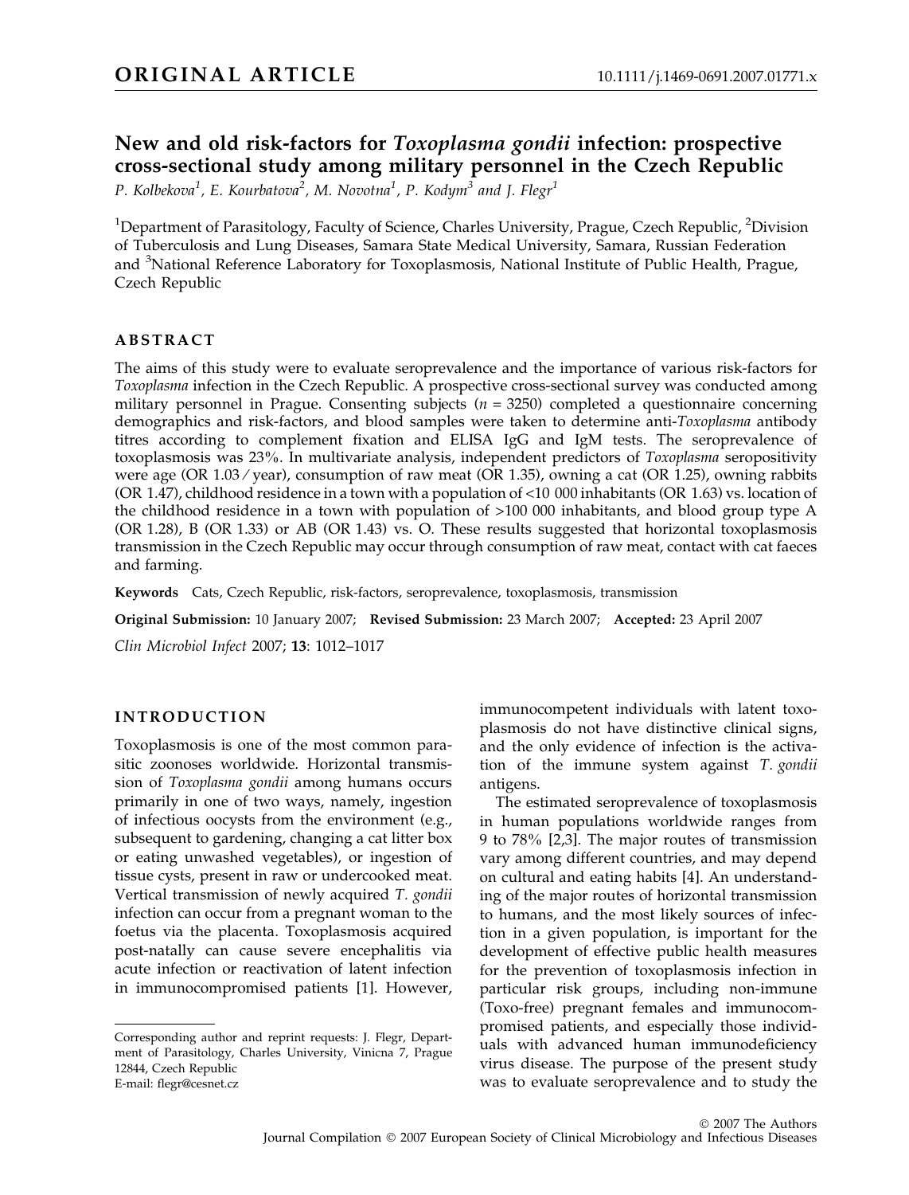**ORIGINAL ARTICLE**

10.1111/j.1469-0691.2007.01771.x

# New and old risk-factors for *Toxoplasma gondii* infection: prospective cross-sectional study among military personnel in the Czech Republic

P. Kolbekova[1], E. Kourbatova[2], M. Novotna[1], P. Kodym[3] and J. Flegr[1]

[1]Department of Parasitology, Faculty of Science, Charles University, Prague, Czech Republic, [2]Division of Tuberculosis and Lung Diseases, Samara State Medical University, Samara, Russian Federation and [3]National Reference Laboratory for Toxoplasmosis, National Institute of Public Health, Prague, Czech Republic

## ABSTRACT

The aims of this study were to evaluate seroprevalence and the importance of various risk-factors for *Toxoplasma* infection in the Czech Republic. A prospective cross-sectional survey was conducted among military personnel in Prague. Consenting subjects ($n$ = 3250) completed a questionnaire concerning demographics and risk-factors, and blood samples were taken to determine anti-*Toxoplasma* antibody titres according to complement fixation and ELISA IgG and IgM tests. The seroprevalence of toxoplasmosis was 23%. In multivariate analysis, independent predictors of *Toxoplasma* seropositivity were age (OR 1.03 / year), consumption of raw meat (OR 1.35), owning a cat (OR 1.25), owning rabbits (OR 1.47), childhood residence in a town with a population of <10 000 inhabitants (OR 1.63) vs. location of the childhood residence in a town with population of >100 000 inhabitants, and blood group type A (OR 1.28), B (OR 1.33) or AB (OR 1.43) vs. O. These results suggested that horizontal toxoplasmosis transmission in the Czech Republic may occur through consumption of raw meat, contact with cat faeces and farming.

**Keywords** Cats, Czech Republic, risk-factors, seroprevalence, toxoplasmosis, transmission

**Original Submission:** 10 January 2007; **Revised Submission:** 23 March 2007; **Accepted:** 23 April 2007

*Clin Microbiol Infect* 2007; **13**: 1012–1017

## INTRODUCTION

Toxoplasmosis is one of the most common parasitic zoonoses worldwide. Horizontal transmission of *Toxoplasma gondii* among humans occurs primarily in one of two ways, namely, ingestion of infectious oocysts from the environment (e.g., subsequent to gardening, changing a cat litter box or eating unwashed vegetables), or ingestion of tissue cysts, present in raw or undercooked meat. Vertical transmission of newly acquired *T. gondii* infection can occur from a pregnant woman to the foetus via the placenta. Toxoplasmosis acquired post-natally can cause severe encephalitis via acute infection or reactivation of latent infection in immunocompromised patients [1]. However, immunocompetent individuals with latent toxoplasmosis do not have distinctive clinical signs, and the only evidence of infection is the activation of the immune system against *T. gondii* antigens.

The estimated seroprevalence of toxoplasmosis in human populations worldwide ranges from 9 to 78% [2,3]. The major routes of transmission vary among different countries, and may depend on cultural and eating habits [4]. An understanding of the major routes of horizontal transmission to humans, and the most likely sources of infection in a given population, is important for the development of effective public health measures for the prevention of toxoplasmosis infection in particular risk groups, including non-immune (Toxo-free) pregnant females and immunocompromised patients, and especially those individuals with advanced human immunodeficiency virus disease. The purpose of the present study was to evaluate seroprevalence and to study the

Corresponding author and reprint requests: J. Flegr, Department of Parasitology, Charles University, Vinicna 7, Prague 12844, Czech Republic
E-mail: flegr@cesnet.cz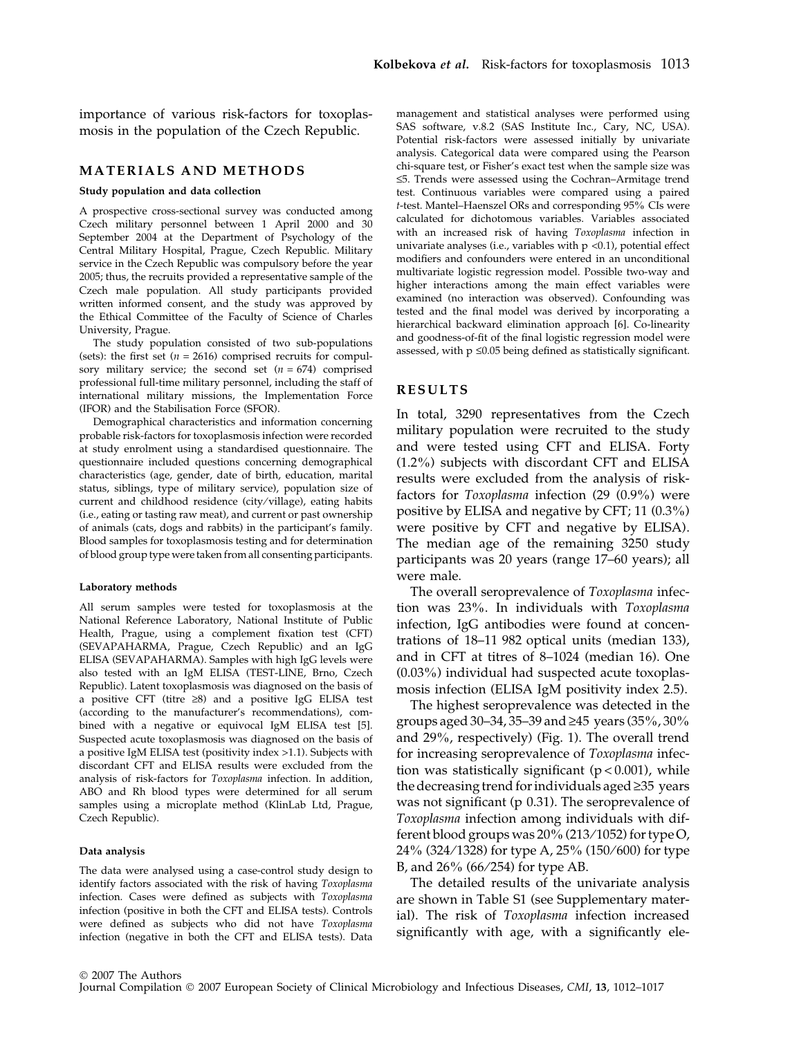importance of various risk-factors for toxoplasmosis in the population of the Czech Republic.

## MATERIALS AND METHODS

### Study population and data collection

A prospective cross-sectional survey was conducted among Czech military personnel between 1 April 2000 and 30 September 2004 at the Department of Psychology of the Central Military Hospital, Prague, Czech Republic. Military service in the Czech Republic was compulsory before the year 2005; thus, the recruits provided a representative sample of the Czech male population. All study participants provided written informed consent, and the study was approved by the Ethical Committee of the Faculty of Science of Charles University, Prague.

The study population consisted of two sub-populations (sets): the first set ($n = 2616$) comprised recruits for compulsory military service; the second set ($n = 674$) comprised professional full-time military personnel, including the staff of international military missions, the Implementation Force (IFOR) and the Stabilisation Force (SFOR).

Demographical characteristics and information concerning probable risk-factors for toxoplasmosis infection were recorded at study enrolment using a standardised questionnaire. The questionnaire included questions concerning demographical characteristics (age, gender, date of birth, education, marital status, siblings, type of military service), population size of current and childhood residence (city/village), eating habits (i.e., eating or tasting raw meat), and current or past ownership of animals (cats, dogs and rabbits) in the participant's family. Blood samples for toxoplasmosis testing and for determination of blood group type were taken from all consenting participants.

### Laboratory methods

All serum samples were tested for toxoplasmosis at the National Reference Laboratory, National Institute of Public Health, Prague, using a complement fixation test (CFT) (SEVAPAHARMA, Prague, Czech Republic) and an IgG ELISA (SEVAPAHARMA). Samples with high IgG levels were also tested with an IgM ELISA (TEST-LINE, Brno, Czech Republic). Latent toxoplasmosis was diagnosed on the basis of a positive CFT (titre ≥8) and a positive IgG ELISA test (according to the manufacturer's recommendations), combined with a negative or equivocal IgM ELISA test [5]. Suspected acute toxoplasmosis was diagnosed on the basis of a positive IgM ELISA test (positivity index >1.1). Subjects with discordant CFT and ELISA results were excluded from the analysis of risk-factors for *Toxoplasma* infection. In addition, ABO and Rh blood types were determined for all serum samples using a microplate method (KlinLab Ltd, Prague, Czech Republic).

### Data analysis

The data were analysed using a case-control study design to identify factors associated with the risk of having *Toxoplasma* infection. Cases were defined as subjects with *Toxoplasma* infection (positive in both the CFT and ELISA tests). Controls were defined as subjects who did not have *Toxoplasma* infection (negative in both the CFT and ELISA tests). Data management and statistical analyses were performed using SAS software, v.8.2 (SAS Institute Inc., Cary, NC, USA). Potential risk-factors were assessed initially by univariate analysis. Categorical data were compared using the Pearson chi-square test, or Fisher's exact test when the sample size was ≤5. Trends were assessed using the Cochran–Armitage trend test. Continuous variables were compared using a paired *t*-test. Mantel–Haenszel ORs and corresponding 95% CIs were calculated for dichotomous variables. Variables associated with an increased risk of having *Toxoplasma* infection in univariate analyses (i.e., variables with $p < 0.1$), potential effect modifiers and confounders were entered in an unconditional multivariate logistic regression model. Possible two-way and higher interactions among the main effect variables were examined (no interaction was observed). Confounding was tested and the final model was derived by incorporating a hierarchical backward elimination approach [6]. Co-linearity and goodness-of-fit of the final logistic regression model were assessed, with $p \leq 0.05$ being defined as statistically significant.

## RESULTS

In total, 3290 representatives from the Czech military population were recruited to the study and were tested using CFT and ELISA. Forty (1.2%) subjects with discordant CFT and ELISA results were excluded from the analysis of risk-factors for *Toxoplasma* infection (29 (0.9%) were positive by ELISA and negative by CFT; 11 (0.3%) were positive by CFT and negative by ELISA). The median age of the remaining 3250 study participants was 20 years (range 17–60 years); all were male.

The overall seroprevalence of *Toxoplasma* infection was 23%. In individuals with *Toxoplasma* infection, IgG antibodies were found at concentrations of 18–11 982 optical units (median 133), and in CFT at titres of 8–1024 (median 16). One (0.03%) individual had suspected acute toxoplasmosis infection (ELISA IgM positivity index 2.5).

The highest seroprevalence was detected in the groups aged 30–34, 35–39 and ≥45 years (35%, 30% and 29%, respectively) (Fig. 1). The overall trend for increasing seroprevalence of *Toxoplasma* infection was statistically significant ($p < 0.001$), while the decreasing trend for individuals aged ≥35 years was not significant (p 0.31). The seroprevalence of *Toxoplasma* infection among individuals with different blood groups was 20% (213/1052) for type O, 24% (324/1328) for type A, 25% (150/600) for type B, and 26% (66/254) for type AB.

The detailed results of the univariate analysis are shown in Table S1 (see Supplementary material). The risk of *Toxoplasma* infection increased significantly with age, with a significantly ele-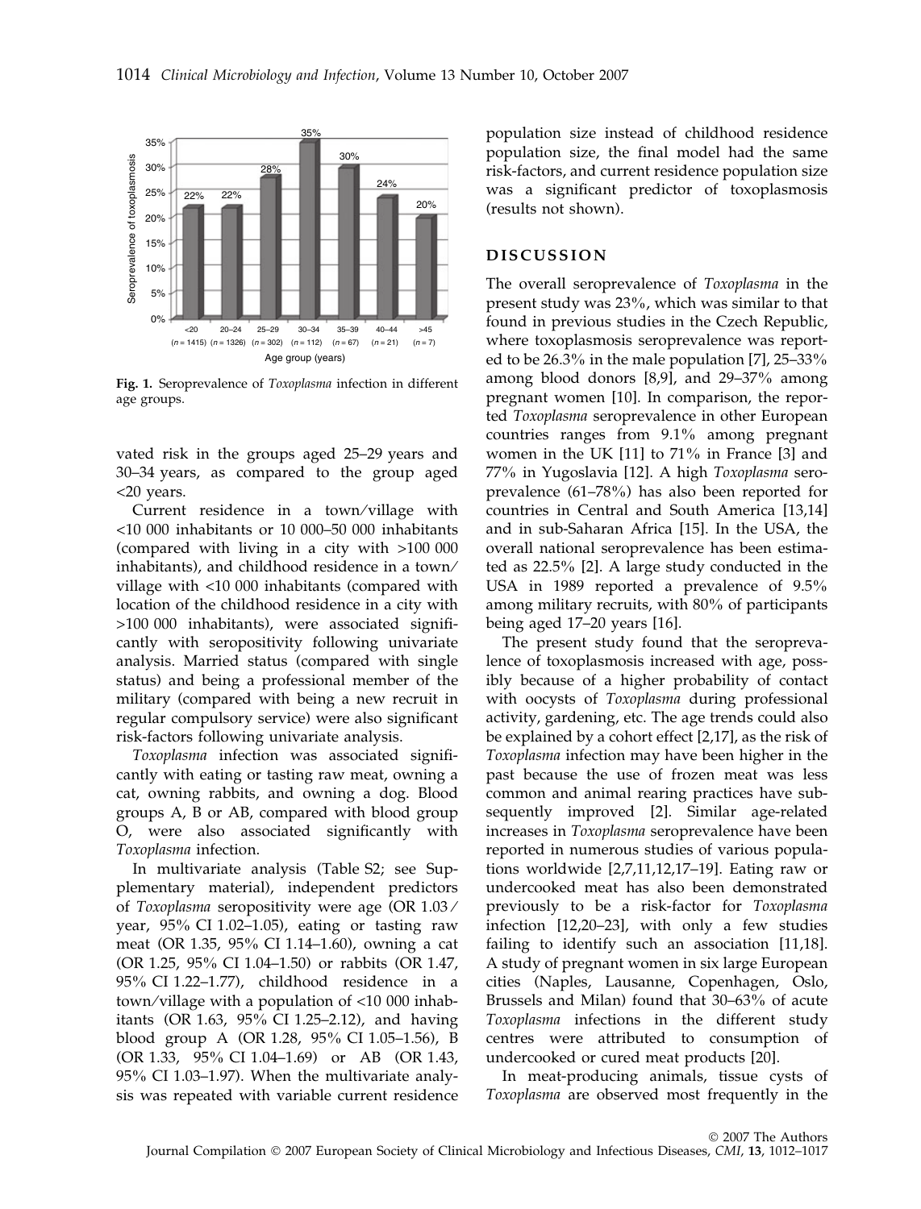Fig. 1. Seroprevalence of *Toxoplasma* infection in different age groups.

vated risk in the groups aged 25–29 years and 30–34 years, as compared to the group aged <20 years.

Current residence in a town/village with <10 000 inhabitants or 10 000–50 000 inhabitants (compared with living in a city with >100 000 inhabitants), and childhood residence in a town/village with <10 000 inhabitants (compared with location of the childhood residence in a city with >100 000 inhabitants), were associated significantly with seropositivity following univariate analysis. Married status (compared with single status) and being a professional member of the military (compared with being a new recruit in regular compulsory service) were also significant risk-factors following univariate analysis.

*Toxoplasma* infection was associated significantly with eating or tasting raw meat, owning a cat, owning rabbits, and owning a dog. Blood groups A, B or AB, compared with blood group O, were also associated significantly with *Toxoplasma* infection.

In multivariate analysis (Table S2; see Supplementary material), independent predictors of *Toxoplasma* seropositivity were age (OR 1.03/year, 95% CI 1.02–1.05), eating or tasting raw meat (OR 1.35, 95% CI 1.14–1.60), owning a cat (OR 1.25, 95% CI 1.04–1.50) or rabbits (OR 1.47, 95% CI 1.22–1.77), childhood residence in a town/village with a population of <10 000 inhabitants (OR 1.63, 95% CI 1.25–2.12), and having blood group A (OR 1.28, 95% CI 1.05–1.56), B (OR 1.33, 95% CI 1.04–1.69) or AB (OR 1.43, 95% CI 1.03–1.97). When the multivariate analysis was repeated with variable current residence population size instead of childhood residence population size, the final model had the same risk-factors, and current residence population size was a significant predictor of toxoplasmosis (results not shown).

## DISCUSSION

The overall seroprevalence of *Toxoplasma* in the present study was 23%, which was similar to that found in previous studies in the Czech Republic, where toxoplasmosis seroprevalence was reported to be 26.3% in the male population [7], 25–33% among blood donors [8,9], and 29–37% among pregnant women [10]. In comparison, the reported *Toxoplasma* seroprevalence in other European countries ranges from 9.1% among pregnant women in the UK [11] to 71% in France [3] and 77% in Yugoslavia [12]. A high *Toxoplasma* seroprevalence (61–78%) has also been reported for countries in Central and South America [13,14] and in sub-Saharan Africa [15]. In the USA, the overall national seroprevalence has been estimated as 22.5% [2]. A large study conducted in the USA in 1989 reported a prevalence of 9.5% among military recruits, with 80% of participants being aged 17–20 years [16].

The present study found that the seroprevalence of toxoplasmosis increased with age, possibly because of a higher probability of contact with oocysts of *Toxoplasma* during professional activity, gardening, etc. The age trends could also be explained by a cohort effect [2,17], as the risk of *Toxoplasma* infection may have been higher in the past because the use of frozen meat was less common and animal rearing practices have subsequently improved [2]. Similar age-related increases in *Toxoplasma* seroprevalence have been reported in numerous studies of various populations worldwide [2,7,11,12,17–19]. Eating raw or undercooked meat has also been demonstrated previously to be a risk-factor for *Toxoplasma* infection [12,20–23], with only a few studies failing to identify such an association [11,18]. A study of pregnant women in six large European cities (Naples, Lausanne, Copenhagen, Oslo, Brussels and Milan) found that 30–63% of acute *Toxoplasma* infections in the different study centres were attributed to consumption of undercooked or cured meat products [20].

In meat-producing animals, tissue cysts of *Toxoplasma* are observed most frequently in the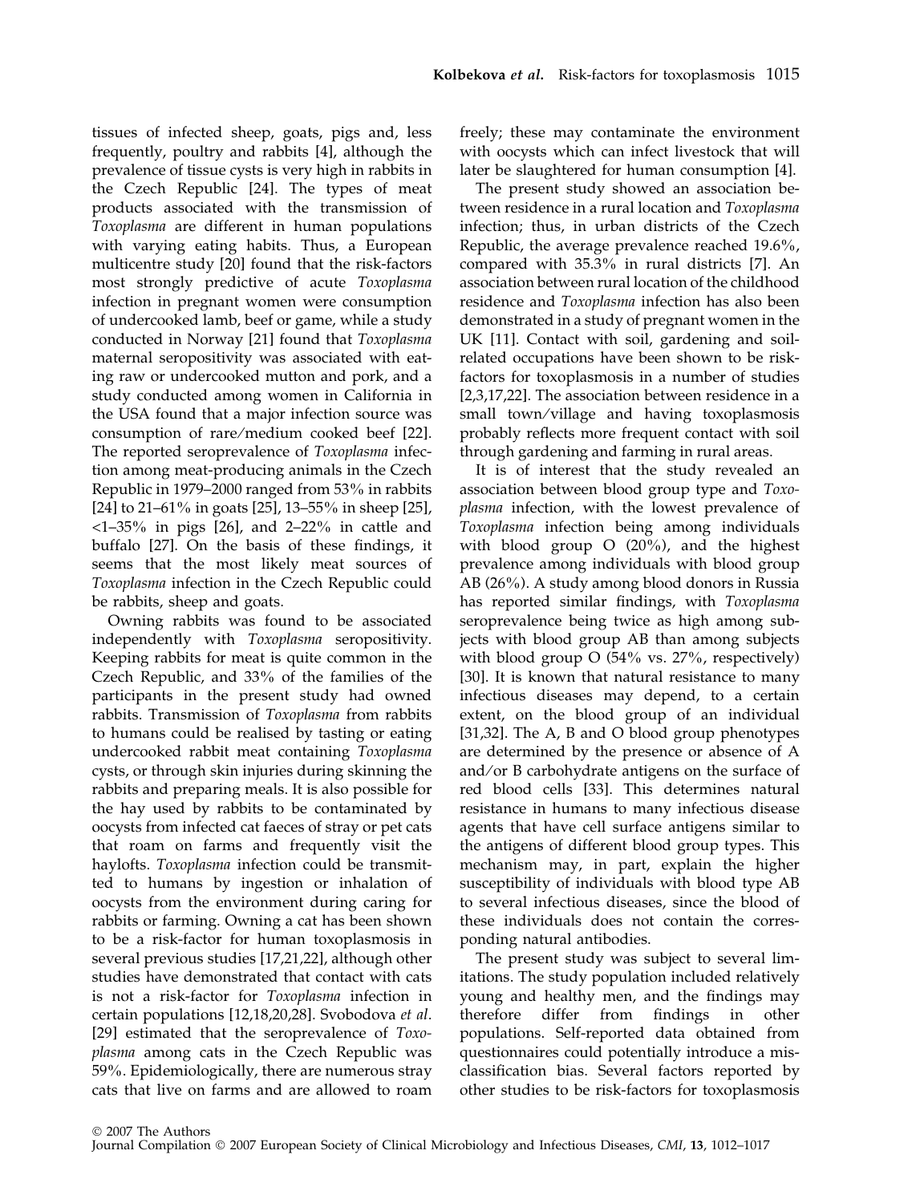tissues of infected sheep, goats, pigs and, less frequently, poultry and rabbits [4], although the prevalence of tissue cysts is very high in rabbits in the Czech Republic [24]. The types of meat products associated with the transmission of *Toxoplasma* are different in human populations with varying eating habits. Thus, a European multicentre study [20] found that the risk-factors most strongly predictive of acute *Toxoplasma* infection in pregnant women were consumption of undercooked lamb, beef or game, while a study conducted in Norway [21] found that *Toxoplasma* maternal seropositivity was associated with eating raw or undercooked mutton and pork, and a study conducted among women in California in the USA found that a major infection source was consumption of rare/medium cooked beef [22]. The reported seroprevalence of *Toxoplasma* infection among meat-producing animals in the Czech Republic in 1979–2000 ranged from 53% in rabbits [24] to 21–61% in goats [25], 13–55% in sheep [25], <1–35% in pigs [26], and 2–22% in cattle and buffalo [27]. On the basis of these findings, it seems that the most likely meat sources of *Toxoplasma* infection in the Czech Republic could be rabbits, sheep and goats.

Owning rabbits was found to be associated independently with *Toxoplasma* seropositivity. Keeping rabbits for meat is quite common in the Czech Republic, and 33% of the families of the participants in the present study had owned rabbits. Transmission of *Toxoplasma* from rabbits to humans could be realised by tasting or eating undercooked rabbit meat containing *Toxoplasma* cysts, or through skin injuries during skinning the rabbits and preparing meals. It is also possible for the hay used by rabbits to be contaminated by oocysts from infected cat faeces of stray or pet cats that roam on farms and frequently visit the haylofts. *Toxoplasma* infection could be transmitted to humans by ingestion or inhalation of oocysts from the environment during caring for rabbits or farming. Owning a cat has been shown to be a risk-factor for human toxoplasmosis in several previous studies [17,21,22], although other studies have demonstrated that contact with cats is not a risk-factor for *Toxoplasma* infection in certain populations [12,18,20,28]. Svobodova *et al*. [29] estimated that the seroprevalence of *Toxoplasma* among cats in the Czech Republic was 59%. Epidemiologically, there are numerous stray cats that live on farms and are allowed to roam freely; these may contaminate the environment with oocysts which can infect livestock that will later be slaughtered for human consumption [4].

The present study showed an association between residence in a rural location and *Toxoplasma* infection; thus, in urban districts of the Czech Republic, the average prevalence reached 19.6%, compared with 35.3% in rural districts [7]. An association between rural location of the childhood residence and *Toxoplasma* infection has also been demonstrated in a study of pregnant women in the UK [11]. Contact with soil, gardening and soil-related occupations have been shown to be risk-factors for toxoplasmosis in a number of studies [2,3,17,22]. The association between residence in a small town/village and having toxoplasmosis probably reflects more frequent contact with soil through gardening and farming in rural areas.

It is of interest that the study revealed an association between blood group type and *Toxoplasma* infection, with the lowest prevalence of *Toxoplasma* infection being among individuals with blood group O (20%), and the highest prevalence among individuals with blood group AB (26%). A study among blood donors in Russia has reported similar findings, with *Toxoplasma* seroprevalence being twice as high among subjects with blood group AB than among subjects with blood group O (54% vs. 27%, respectively) [30]. It is known that natural resistance to many infectious diseases may depend, to a certain extent, on the blood group of an individual [31,32]. The A, B and O blood group phenotypes are determined by the presence or absence of A and/or B carbohydrate antigens on the surface of red blood cells [33]. This determines natural resistance in humans to many infectious disease agents that have cell surface antigens similar to the antigens of different blood group types. This mechanism may, in part, explain the higher susceptibility of individuals with blood type AB to several infectious diseases, since the blood of these individuals does not contain the corresponding natural antibodies.

The present study was subject to several limitations. The study population included relatively young and healthy men, and the findings may therefore differ from findings in other populations. Self-reported data obtained from questionnaires could potentially introduce a misclassification bias. Several factors reported by other studies to be risk-factors for toxoplasmosis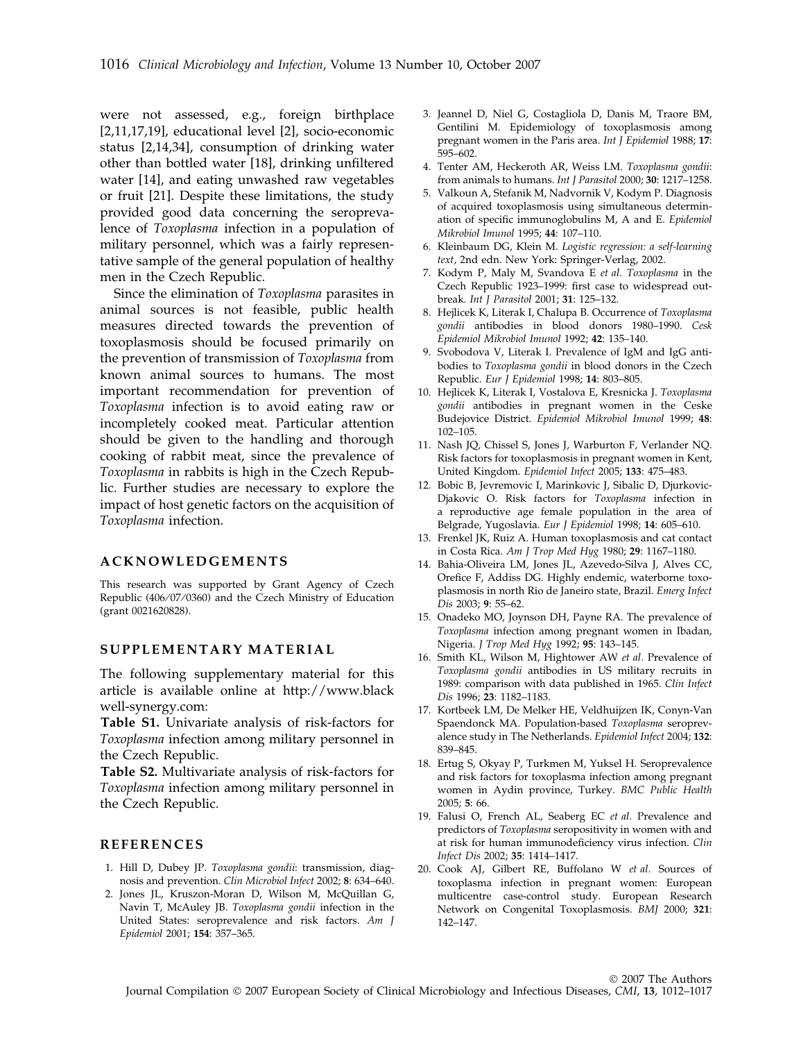were not assessed, e.g., foreign birthplace [2,11,17,19], educational level [2], socio-economic status [2,14,34], consumption of drinking water other than bottled water [18], drinking unfiltered water [14], and eating unwashed raw vegetables or fruit [21]. Despite these limitations, the study provided good data concerning the seroprevalence of *Toxoplasma* infection in a population of military personnel, which was a fairly representative sample of the general population of healthy men in the Czech Republic.

Since the elimination of *Toxoplasma* parasites in animal sources is not feasible, public health measures directed towards the prevention of toxoplasmosis should be focused primarily on the prevention of transmission of *Toxoplasma* from known animal sources to humans. The most important recommendation for prevention of *Toxoplasma* infection is to avoid eating raw or incompletely cooked meat. Particular attention should be given to the handling and thorough cooking of rabbit meat, since the prevalence of *Toxoplasma* in rabbits is high in the Czech Republic. Further studies are necessary to explore the impact of host genetic factors on the acquisition of *Toxoplasma* infection.

## ACKNOWLEDGEMENTS

This research was supported by Grant Agency of Czech Republic (406/07/0360) and the Czech Ministry of Education (grant 0021620828).

## SUPPLEMENTARY MATERIAL

The following supplementary material for this article is available online at http://www.blackwell-synergy.com:

**Table S1.** Univariate analysis of risk-factors for *Toxoplasma* infection among military personnel in the Czech Republic.

**Table S2.** Multivariate analysis of risk-factors for *Toxoplasma* infection among military personnel in the Czech Republic.

## REFERENCES

1. Hill D, Dubey JP. *Toxoplasma gondii*: transmission, diagnosis and prevention. *Clin Microbiol Infect* 2002; **8**: 634–640.
2. Jones JL, Kruszon-Moran D, Wilson M, McQuillan G, Navin T, McAuley JB. *Toxoplasma gondii* infection in the United States: seroprevalence and risk factors. *Am J Epidemiol* 2001; **154**: 357–365.
3. Jeannel D, Niel G, Costagliola D, Danis M, Traore BM, Gentilini M. Epidemiology of toxoplasmosis among pregnant women in the Paris area. *Int J Epidemiol* 1988; **17**: 595–602.
4. Tenter AM, Heckeroth AR, Weiss LM. *Toxoplasma gondii*: from animals to humans. *Int J Parasitol* 2000; **30**: 1217–1258.
5. Valkoun A, Stefanik M, Nadvornik V, Kodym P. Diagnosis of acquired toxoplasmosis using simultaneous determination of specific immunoglobulins M, A and E. *Epidemiol Mikrobiol Imunol* 1995; **44**: 107–110.
6. Kleinbaum DG, Klein M. *Logistic regression: a self-learning text*, 2nd edn. New York: Springer-Verlag, 2002.
7. Kodym P, Maly M, Svandova E *et al*. *Toxoplasma* in the Czech Republic 1923–1999: first case to widespread outbreak. *Int J Parasitol* 2001; **31**: 125–132.
8. Hejlicek K, Literak I, Chalupa B. Occurrence of *Toxoplasma gondii* antibodies in blood donors 1980–1990. *Cesk Epidemiol Mikrobiol Imunol* 1992; **42**: 135–140.
9. Svobodova V, Literak I. Prevalence of IgM and IgG antibodies to *Toxoplasma gondii* in blood donors in the Czech Republic. *Eur J Epidemiol* 1998; **14**: 803–805.
10. Hejlicek K, Literak I, Vostalova E, Kresnicka J. *Toxoplasma gondii* antibodies in pregnant women in the Ceske Budejovice District. *Epidemiol Mikrobiol Imunol* 1999; **48**: 102–105.
11. Nash JQ, Chissel S, Jones J, Warburton F, Verlander NQ. Risk factors for toxoplasmosis in pregnant women in Kent, United Kingdom. *Epidemiol Infect* 2005; **133**: 475–483.
12. Bobic B, Jevremovic I, Marinkovic J, Sibalic D, Djurkovic-Djakovic O. Risk factors for *Toxoplasma* infection in a reproductive age female population in the area of Belgrade, Yugoslavia. *Eur J Epidemiol* 1998; **14**: 605–610.
13. Frenkel JK, Ruiz A. Human toxoplasmosis and cat contact in Costa Rica. *Am J Trop Med Hyg* 1980; **29**: 1167–1180.
14. Bahia-Oliveira LM, Jones JL, Azevedo-Silva J, Alves CC, Orefice F, Addiss DG. Highly endemic, waterborne toxoplasmosis in north Rio de Janeiro state, Brazil. *Emerg Infect Dis* 2003; **9**: 55–62.
15. Onadeko MO, Joynson DH, Payne RA. The prevalence of *Toxoplasma* infection among pregnant women in Ibadan, Nigeria. *J Trop Med Hyg* 1992; **95**: 143–145.
16. Smith KL, Wilson M, Hightower AW *et al*. Prevalence of *Toxoplasma gondii* antibodies in US military recruits in 1989: comparison with data published in 1965. *Clin Infect Dis* 1996; **23**: 1182–1183.
17. Kortbeek LM, De Melker HE, Veldhuijzen IK, Conyn-Van Spaendonck MA. Population-based *Toxoplasma* seroprevalence study in The Netherlands. *Epidemiol Infect* 2004; **132**: 839–845.
18. Ertug S, Okyay P, Turkmen M, Yuksel H. Seroprevalence and risk factors for toxoplasma infection among pregnant women in Aydin province, Turkey. *BMC Public Health* 2005; **5**: 66.
19. Falusi O, French AL, Seaberg EC *et al*. Prevalence and predictors of *Toxoplasma* seropositivity in women with and at risk for human immunodeficiency virus infection. *Clin Infect Dis* 2002; **35**: 1414–1417.
20. Cook AJ, Gilbert RE, Buffolano W *et al*. Sources of toxoplasma infection in pregnant women: European multicentre case-control study. European Research Network on Congenital Toxoplasmosis. *BMJ* 2000; **321**: 142–147.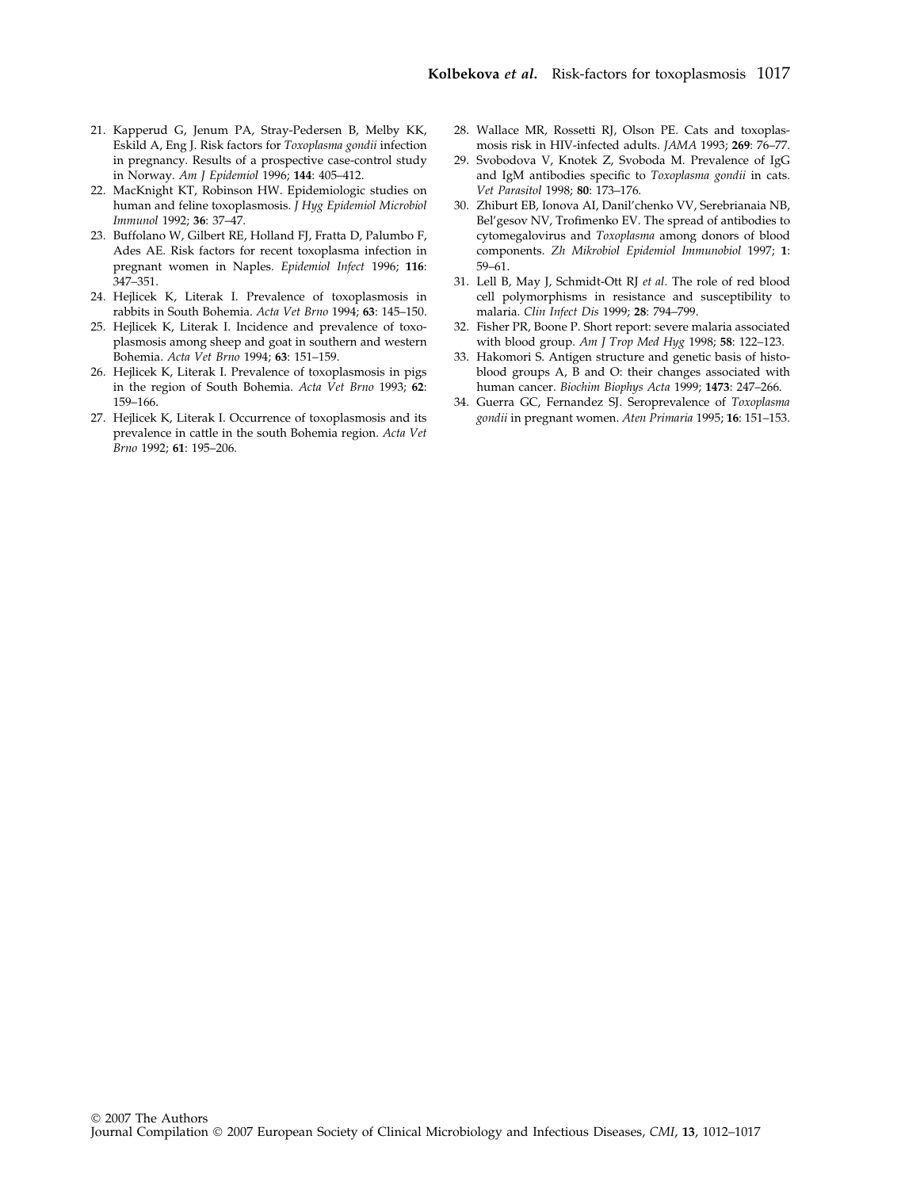21. Kapperud G, Jenum PA, Stray-Pedersen B, Melby KK, Eskild A, Eng J. Risk factors for *Toxoplasma gondii* infection in pregnancy. Results of a prospective case-control study in Norway. *Am J Epidemiol* 1996; **144**: 405–412.
22. MacKnight KT, Robinson HW. Epidemiologic studies on human and feline toxoplasmosis. *J Hyg Epidemiol Microbiol Immunol* 1992; **36**: 37–47.
23. Buffolano W, Gilbert RE, Holland FJ, Fratta D, Palumbo F, Ades AE. Risk factors for recent toxoplasma infection in pregnant women in Naples. *Epidemiol Infect* 1996; **116**: 347–351.
24. Hejlicek K, Literak I. Prevalence of toxoplasmosis in rabbits in South Bohemia. *Acta Vet Brno* 1994; **63**: 145–150.
25. Hejlicek K, Literak I. Incidence and prevalence of toxoplasmosis among sheep and goat in southern and western Bohemia. *Acta Vet Brno* 1994; **63**: 151–159.
26. Hejlicek K, Literak I. Prevalence of toxoplasmosis in pigs in the region of South Bohemia. *Acta Vet Brno* 1993; **62**: 159–166.
27. Hejlicek K, Literak I. Occurrence of toxoplasmosis and its prevalence in cattle in the south Bohemia region. *Acta Vet Brno* 1992; **61**: 195–206.
28. Wallace MR, Rossetti RJ, Olson PE. Cats and toxoplasmosis risk in HIV-infected adults. *JAMA* 1993; **269**: 76–77.
29. Svobodova V, Knotek Z, Svoboda M. Prevalence of IgG and IgM antibodies specific to *Toxoplasma gondii* in cats. *Vet Parasitol* 1998; **80**: 173–176.
30. Zhiburt EB, Ionova AI, Danil'chenko VV, Serebrianaia NB, Bel'gesov NV, Trofimenko EV. The spread of antibodies to cytomegalovirus and *Toxoplasma* among donors of blood components. *Zh Mikrobiol Epidemiol Immunobiol* 1997; **1**: 59–61.
31. Lell B, May J, Schmidt-Ott RJ *et al*. The role of red blood cell polymorphisms in resistance and susceptibility to malaria. *Clin Infect Dis* 1999; **28**: 794–799.
32. Fisher PR, Boone P. Short report: severe malaria associated with blood group. *Am J Trop Med Hyg* 1998; **58**: 122–123.
33. Hakomori S. Antigen structure and genetic basis of histo-blood groups A, B and O: their changes associated with human cancer. *Biochim Biophys Acta* 1999; **1473**: 247–266.
34. Guerra GC, Fernandez SJ. Seroprevalence of *Toxoplasma gondii* in pregnant women. *Aten Primaria* 1995; **16**: 151–153.